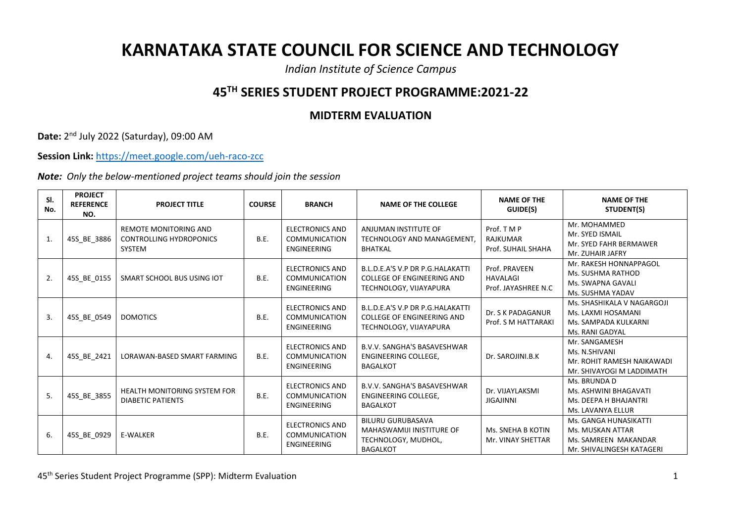# KARNATAKA STATE COUNCIL FOR SCIENCE AND TECHNOLOGY

*Indian Institute of Science Campus*

## 45TH SERIES STUDENT PROJECT PROGRAMME:2021-22

### MIDTERM EVALUATION

**Date:** 2nd July 2022 (Saturday), 09:00 AM

**Session Link:** https://meet.google.com/ueh-raco-zcc

***Note:*** *Only the below-mentioned project teams should join the session*

| Sl. No. | PROJECT REFERENCE NO. | PROJECT TITLE | COURSE | BRANCH | NAME OF THE COLLEGE | NAME OF THE GUIDE(S) | NAME OF THE STUDENT(S) |
|---|---|---|---|---|---|---|---|
| 1. | 45S_BE_3886 | REMOTE MONITORING AND CONTROLLING HYDROPONICS SYSTEM | B.E. | ELECTRONICS AND COMMUNICATION ENGINEERING | ANJUMAN INSTITUTE OF TECHNOLOGY AND MANAGEMENT, BHATKAL | Prof. T M P RAJKUMAR<br>Prof. SUHAIL SHAHA | Mr. MOHAMMED<br>Mr. SYED ISMAIL<br>Mr. SYED FAHR BERMAWER<br>Mr. ZUHAIR JAFRY |
| 2. | 45S_BE_0155 | SMART SCHOOL BUS USING IOT | B.E. | ELECTRONICS AND COMMUNICATION ENGINEERING | B.L.D.E.A'S V.P DR P.G.HALAKATTI COLLEGE OF ENGINEERING AND TECHNOLOGY, VIJAYAPURA | Prof. PRAVEEN HAVALAGI<br>Prof. JAYASHREE N.C | Mr. RAKESH HONNAPPAGOL<br>Ms. SUSHMA RATHOD<br>Ms. SWAPNA GAVALI<br>Ms. SUSHMA YADAV |
| 3. | 45S_BE_0549 | DOMOTICS | B.E. | ELECTRONICS AND COMMUNICATION ENGINEERING | B.L.D.E.A'S V.P DR P.G.HALAKATTI COLLEGE OF ENGINEERING AND TECHNOLOGY, VIJAYAPURA | Dr. S K PADAGANUR<br>Prof. S M HATTARAKI | Ms. SHASHIKALA V NAGARGOJI<br>Ms. LAXMI HOSAMANI<br>Ms. SAMPADA KULKARNI<br>Ms. RANI GADYAL |
| 4. | 45S_BE_2421 | LORAWAN-BASED SMART FARMING | B.E. | ELECTRONICS AND COMMUNICATION ENGINEERING | B.V.V. SANGHA'S BASAVESHWAR ENGINEERING COLLEGE, BAGALKOT | Dr. SAROJINI.B.K | Mr. SANGAMESH<br>Ms. N.SHIVANI<br>Mr. ROHIT RAMESH NAIKAWADI<br>Mr. SHIVAYOGI M LADDIMATH |
| 5. | 45S_BE_3855 | HEALTH MONITORING SYSTEM FOR DIABETIC PATIENTS | B.E. | ELECTRONICS AND COMMUNICATION ENGINEERING | B.V.V. SANGHA'S BASAVESHWAR ENGINEERING COLLEGE, BAGALKOT | Dr. VIJAYLAKSMI JIGAJINNI | Ms. BRUNDA D<br>Ms. ASHWINI BHAGAVATI<br>Ms. DEEPA H BHAJANTRI<br>Ms. LAVANYA ELLUR |
| 6. | 45S_BE_0929 | E-WALKER | B.E. | ELECTRONICS AND COMMUNICATION ENGINEERING | BILURU GURUBASAVA MAHASWAMIJI INISTITURE OF TECHNOLOGY, MUDHOL, BAGALKOT | Ms. SNEHA B KOTIN<br>Mr. VINAY SHETTAR | Ms. GANGA HUNASIKATTI<br>Ms. MUSKAN ATTAR<br>Ms. SAMREEN MAKANDAR<br>Mr. SHIVALINGESH KATAGERI |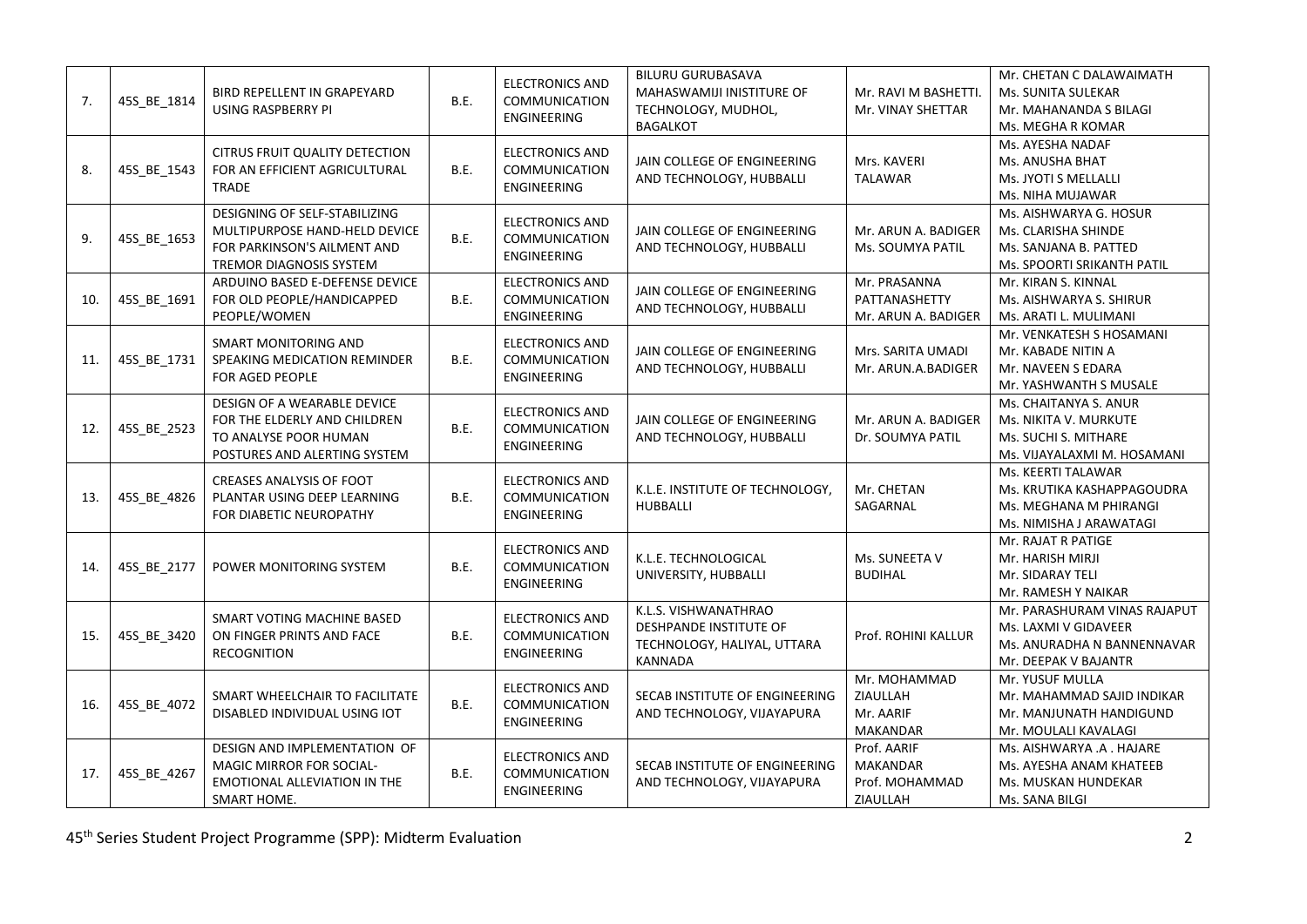| 7. | 45S_BE_1814 | BIRD REPELLENT IN GRAPEYARD USING RASPBERRY PI | B.E. | ELECTRONICS AND COMMUNICATION ENGINEERING | BILURU GURUBASAVA MAHASWAMIJI INSTITURE OF TECHNOLOGY, MUDHOL, BAGALKOT | Mr. RAVI M BASHETTI. Mr. VINAY SHETTAR | Mr. CHETAN C DALAWAIMATH Ms. SUNITA SULEKAR Mr. MAHANANDA S BILAGI Ms. MEGHA R KOMAR |
|---|---|---|---|---|---|---|---|
| 8. | 45S_BE_1543 | CITRUS FRUIT QUALITY DETECTION FOR AN EFFICIENT AGRICULTURAL TRADE | B.E. | ELECTRONICS AND COMMUNICATION ENGINEERING | JAIN COLLEGE OF ENGINEERING AND TECHNOLOGY, HUBBALLI | Mrs. KAVERI TALAWAR | Ms. AYESHA NADAF Ms. ANUSHA BHAT Ms. JYOTI S MELLALLI Ms. NIHA MUJAWAR |
| 9. | 45S_BE_1653 | DESIGNING OF SELF-STABILIZING MULTIPURPOSE HAND-HELD DEVICE FOR PARKINSON'S AILMENT AND TREMOR DIAGNOSIS SYSTEM | B.E. | ELECTRONICS AND COMMUNICATION ENGINEERING | JAIN COLLEGE OF ENGINEERING AND TECHNOLOGY, HUBBALLI | Mr. ARUN A. BADIGER Ms. SOUMYA PATIL | Ms. AISHWARYA G. HOSUR Ms. CLARISHA SHINDE Ms. SANJANA B. PATTED Ms. SPOORTI SRIKANTH PATIL |
| 10. | 45S_BE_1691 | ARDUINO BASED E-DEFENSE DEVICE FOR OLD PEOPLE/HANDICAPPED PEOPLE/WOMEN | B.E. | ELECTRONICS AND COMMUNICATION ENGINEERING | JAIN COLLEGE OF ENGINEERING AND TECHNOLOGY, HUBBALLI | Mr. PRASANNA PATTANASHETTY Mr. ARUN A. BADIGER | Mr. KIRAN S. KINNAL Ms. AISHWARYA S. SHIRUR Ms. ARATI L. MULIMANI |
| 11. | 45S_BE_1731 | SMART MONITORING AND SPEAKING MEDICATION REMINDER FOR AGED PEOPLE | B.E. | ELECTRONICS AND COMMUNICATION ENGINEERING | JAIN COLLEGE OF ENGINEERING AND TECHNOLOGY, HUBBALLI | Mrs. SARITA UMADI Mr. ARUN.A.BADIGER | Mr. VENKATESH S HOSAMANI Mr. KABADE NITIN A Mr. NAVEEN S EDARA Mr. YASHWANTH S MUSALE |
| 12. | 45S_BE_2523 | DESIGN OF A WEARABLE DEVICE FOR THE ELDERLY AND CHILDREN TO ANALYSE POOR HUMAN POSTURES AND ALERTING SYSTEM | B.E. | ELECTRONICS AND COMMUNICATION ENGINEERING | JAIN COLLEGE OF ENGINEERING AND TECHNOLOGY, HUBBALLI | Mr. ARUN A. BADIGER Dr. SOUMYA PATIL | Ms. CHAITANYA S. ANUR Ms. NIKITA V. MURKUTE Ms. SUCHI S. MITHARE Ms. VIJAYALAXMI M. HOSAMANI |
| 13. | 45S_BE_4826 | CREASES ANALYSIS OF FOOT PLANTAR USING DEEP LEARNING FOR DIABETIC NEUROPATHY | B.E. | ELECTRONICS AND COMMUNICATION ENGINEERING | K.L.E. INSTITUTE OF TECHNOLOGY, HUBBALLI | Mr. CHETAN SAGARNAL | Ms. KEERTI TALAWAR Ms. KRUTIKA KASHAPPAGOUDRA Ms. MEGHANA M PHIRANGI Ms. NIMISHA J ARAWATAGI |
| 14. | 45S_BE_2177 | POWER MONITORING SYSTEM | B.E. | ELECTRONICS AND COMMUNICATION ENGINEERING | K.L.E. TECHNOLOGICAL UNIVERSITY, HUBBALLI | Ms. SUNEETA V BUDIHAL | Mr. RAJAT R PATIGE Mr. HARISH MIRJI Mr. SIDARAY TELI Mr. RAMESH Y NAIKAR |
| 15. | 45S_BE_3420 | SMART VOTING MACHINE BASED ON FINGER PRINTS AND FACE RECOGNITION | B.E. | ELECTRONICS AND COMMUNICATION ENGINEERING | K.L.S. VISHWANATHRAO DESHPANDE INSTITUTE OF TECHNOLOGY, HALIYAL, UTTARA KANNADA | Prof. ROHINI KALLUR | Mr. PARASHURAM VINAS RAJAPUT Ms. LAXMI V GIDAVEER Ms. ANURADHA N BANNENNAVAR Mr. DEEPAK V BAJANTR |
| 16. | 45S_BE_4072 | SMART WHEELCHAIR TO FACILITATE DISABLED INDIVIDUAL USING IOT | B.E. | ELECTRONICS AND COMMUNICATION ENGINEERING | SECAB INSTITUTE OF ENGINEERING AND TECHNOLOGY, VIJAYAPURA | Mr. MOHAMMAD ZIAULLAH Mr. AARIF MAKANDAR | Mr. YUSUF MULLA Mr. MAHAMMAD SAJID INDIKAR Mr. MANJUNATH HANDIGUND Mr. MOULALI KAVALAGI |
| 17. | 45S_BE_4267 | DESIGN AND IMPLEMENTATION OF MAGIC MIRROR FOR SOCIAL-EMOTIONAL ALLEVIATION IN THE SMART HOME. | B.E. | ELECTRONICS AND COMMUNICATION ENGINEERING | SECAB INSTITUTE OF ENGINEERING AND TECHNOLOGY, VIJAYAPURA | Prof. AARIF MAKANDAR Prof. MOHAMMAD ZIAULLAH | Ms. AISHWARYA .A . HAJARE Ms. AYESHA ANAM KHATEEB Ms. MUSKAN HUNDEKAR Ms. SANA BILGI |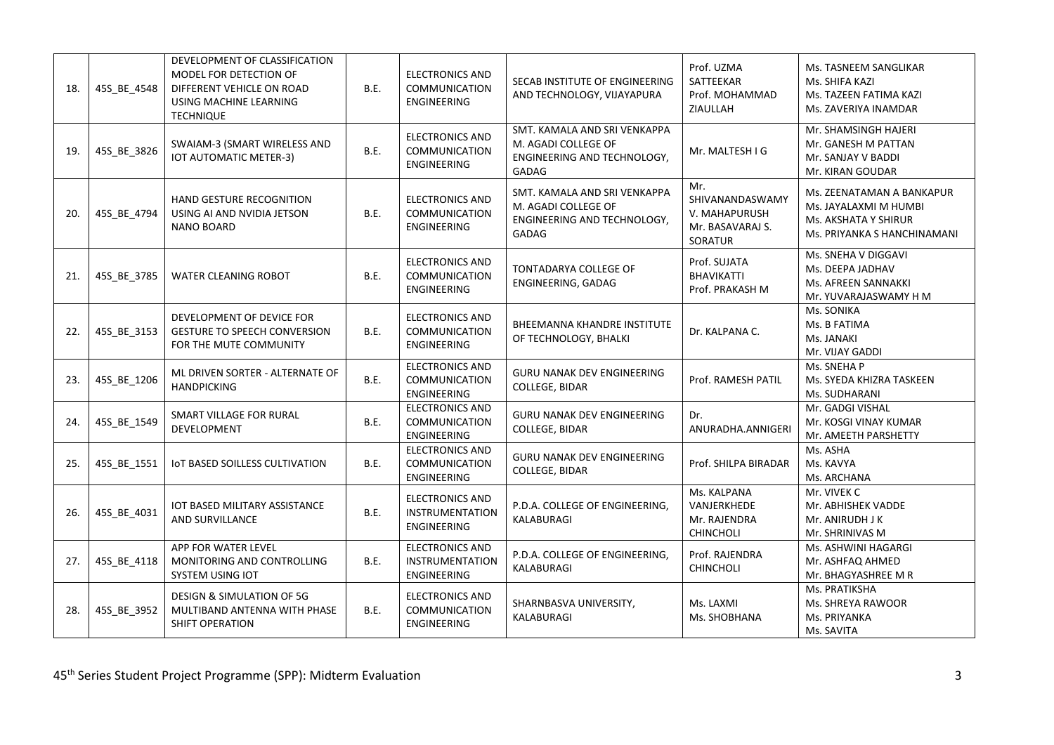| 18. | 45S_BE_4548 | DEVELOPMENT OF CLASSIFICATION MODEL FOR DETECTION OF DIFFERENT VEHICLE ON ROAD USING MACHINE LEARNING TECHNIQUE | B.E. | ELECTRONICS AND COMMUNICATION ENGINEERING | SECAB INSTITUTE OF ENGINEERING AND TECHNOLOGY, VIJAYAPURA | Prof. UZMA SATTEEKAR<br>Prof. MOHAMMAD ZIAULLAH | Ms. TASNEEM SANGLIKAR<br>Ms. SHIFA KAZI<br>Ms. TAZEEN FATIMA KAZI<br>Ms. ZAVERIYA INAMDAR |
|---|---|---|---|---|---|---|---|
| 19. | 45S_BE_3826 | SWAIAM-3 (SMART WIRELESS AND IOT AUTOMATIC METER-3) | B.E. | ELECTRONICS AND COMMUNICATION ENGINEERING | SMT. KAMALA AND SRI VENKAPPA M. AGADI COLLEGE OF ENGINEERING AND TECHNOLOGY, GADAG | Mr. MALTESH I G | Mr. SHAMSINGH HAJERI<br>Mr. GANESH M PATTAN<br>Mr. SANJAY V BADDI<br>Mr. KIRAN GOUDAR |
| 20. | 45S_BE_4794 | HAND GESTURE RECOGNITION USING AI AND NVIDIA JETSON NANO BOARD | B.E. | ELECTRONICS AND COMMUNICATION ENGINEERING | SMT. KAMALA AND SRI VENKAPPA M. AGADI COLLEGE OF ENGINEERING AND TECHNOLOGY, GADAG | Mr. SHIVANANDASWAMY V. MAHAPURUSH<br>Mr. BASAVARAJ S. SORATUR | Ms. ZEENATAMAN A BANKAPUR<br>Ms. JAYALAXMI M HUMBI<br>Ms. AKSHATA Y SHIRUR<br>Ms. PRIYANKA S HANCHINAMANI |
| 21. | 45S_BE_3785 | WATER CLEANING ROBOT | B.E. | ELECTRONICS AND COMMUNICATION ENGINEERING | TONTADARYA COLLEGE OF ENGINEERING, GADAG | Prof. SUJATA BHAVIKATTI<br>Prof. PRAKASH M | Ms. SNEHA V DIGGAVI<br>Ms. DEEPA JADHAV<br>Ms. AFREEN SANNAKKI<br>Mr. YUVARAJASWAMY H M |
| 22. | 45S_BE_3153 | DEVELOPMENT OF DEVICE FOR GESTURE TO SPEECH CONVERSION FOR THE MUTE COMMUNITY | B.E. | ELECTRONICS AND COMMUNICATION ENGINEERING | BHEEMANNA KHANDRE INSTITUTE OF TECHNOLOGY, BHALKI | Dr. KALPANA C. | Ms. SONIKA<br>Ms. B FATIMA<br>Ms. JANAKI<br>Mr. VIJAY GADDI |
| 23. | 45S_BE_1206 | ML DRIVEN SORTER - ALTERNATE OF HANDPICKING | B.E. | ELECTRONICS AND COMMUNICATION ENGINEERING | GURU NANAK DEV ENGINEERING COLLEGE, BIDAR | Prof. RAMESH PATIL | Ms. SNEHA P<br>Ms. SYEDA KHIZRA TASKEEN<br>Ms. SUDHARANI |
| 24. | 45S_BE_1549 | SMART VILLAGE FOR RURAL DEVELOPMENT | B.E. | ELECTRONICS AND COMMUNICATION ENGINEERING | GURU NANAK DEV ENGINEERING COLLEGE, BIDAR | Dr. ANURADHA.ANNIGERI | Mr. GADGI VISHAL<br>Mr. KOSGI VINAY KUMAR<br>Mr. AMEETH PARSHETTY |
| 25. | 45S_BE_1551 | IoT BASED SOILLESS CULTIVATION | B.E. | ELECTRONICS AND COMMUNICATION ENGINEERING | GURU NANAK DEV ENGINEERING COLLEGE, BIDAR | Prof. SHILPA BIRADAR | Ms. ASHA<br>Ms. KAVYA<br>Ms. ARCHANA |
| 26. | 45S_BE_4031 | IOT BASED MILITARY ASSISTANCE AND SURVILLANCE | B.E. | ELECTRONICS AND INSTRUMENTATION ENGINEERING | P.D.A. COLLEGE OF ENGINEERING, KALABURAGI | Ms. KALPANA VANJERKHEDE<br>Mr. RAJENDRA CHINCHOLI | Mr. VIVEK C<br>Mr. ABHISHEK VADDE<br>Mr. ANIRUDH J K<br>Mr. SHRINIVAS M |
| 27. | 45S_BE_4118 | APP FOR WATER LEVEL MONITORING AND CONTROLLING SYSTEM USING IOT | B.E. | ELECTRONICS AND INSTRUMENTATION ENGINEERING | P.D.A. COLLEGE OF ENGINEERING, KALABURAGI | Prof. RAJENDRA CHINCHOLI | Ms. ASHWINI HAGARGI<br>Mr. ASHFAQ AHMED<br>Mr. BHAGYASHREE M R |
| 28. | 45S_BE_3952 | DESIGN & SIMULATION OF 5G MULTIBAND ANTENNA WITH PHASE SHIFT OPERATION | B.E. | ELECTRONICS AND COMMUNICATION ENGINEERING | SHARNBASVA UNIVERSITY, KALABURAGI | Ms. LAXMI<br>Ms. SHOBHANA | Ms. PRATIKSHA<br>Ms. SHREYA RAWOOR<br>Ms. PRIYANKA<br>Ms. SAVITA |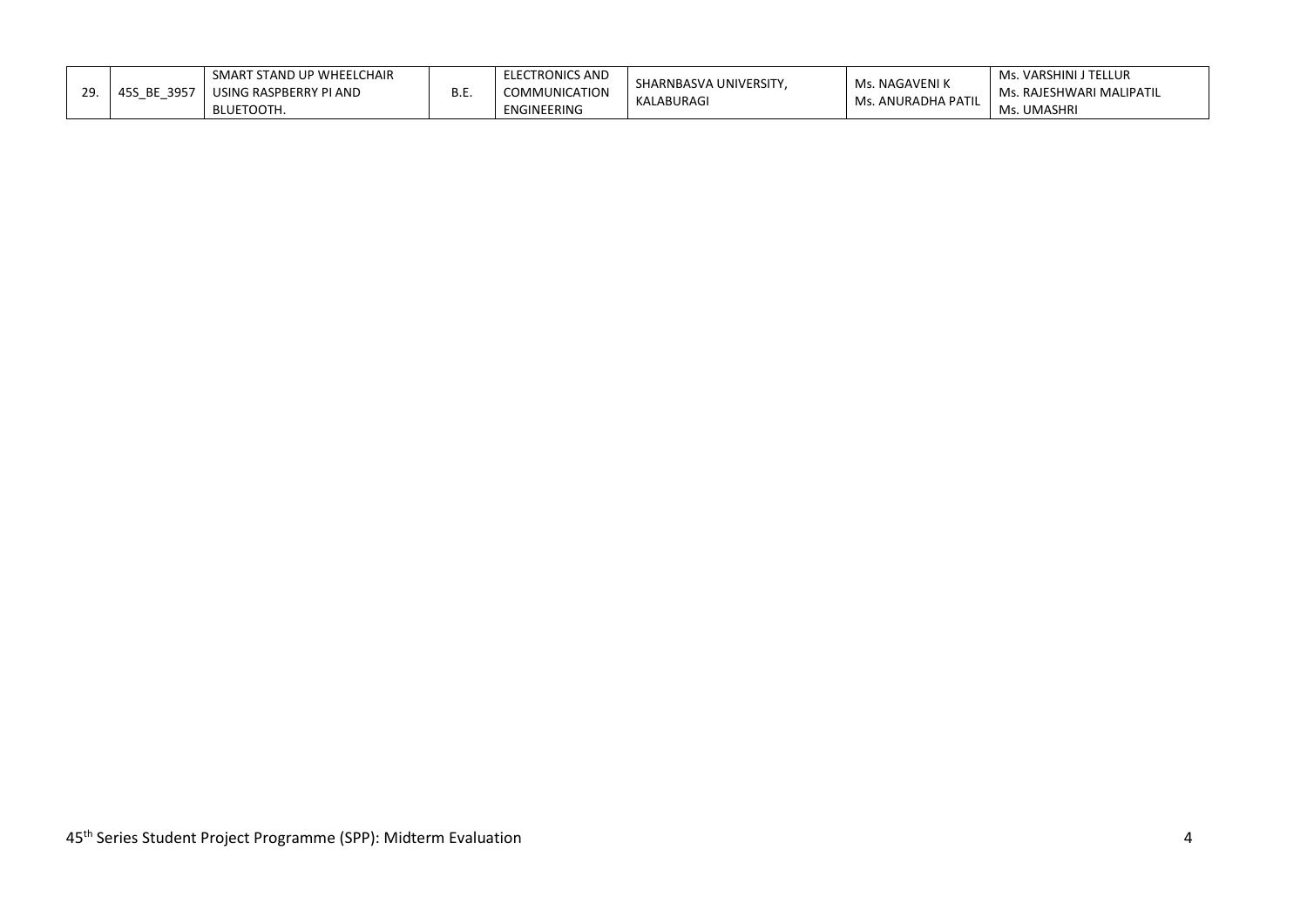| | | | | | | | |
|---|---|---|---|---|---|---|---|
| 29. | 45S_BE_3957 | SMART STAND UP WHEELCHAIR USING RASPBERRY PI AND BLUETOOTH. | B.E. | ELECTRONICS AND COMMUNICATION ENGINEERING | SHARNBASVA UNIVERSITY, KALABURAGI | Ms. NAGAVENI K<br>Ms. ANURADHA PATIL | Ms. VARSHINI J TELLUR<br>Ms. RAJESHWARI MALIPATIL<br>Ms. UMASHRI |